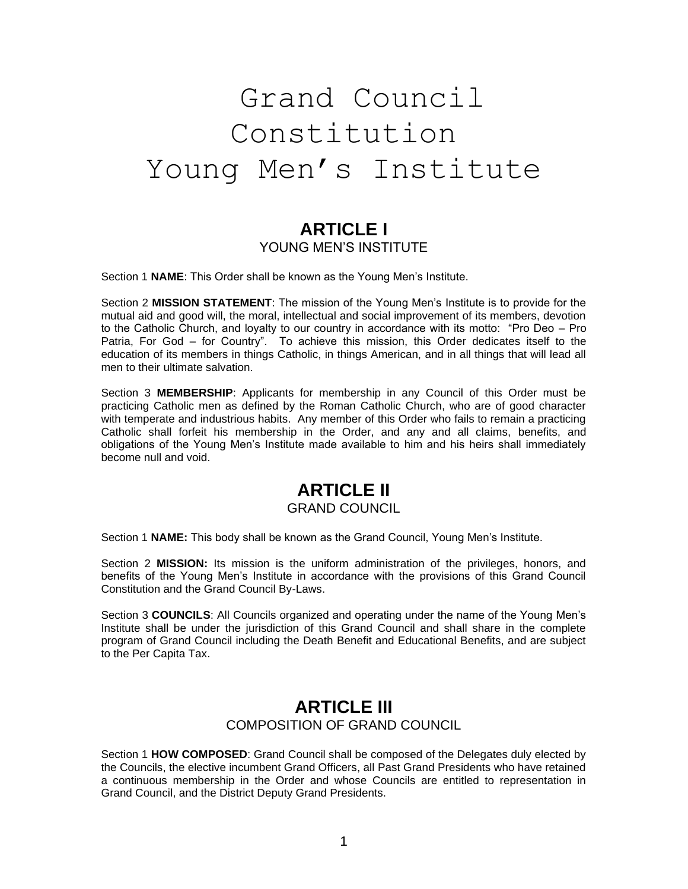# Grand Council Constitution Young Men's Institute

## ARTICLE I

YOUNG MEN'S INSTITUTE

Section 1 **NAME**: This Order shall be known as the Young Men's Institute.

Section 2 **MISSION STATEMENT**: The mission of the Young Men's Institute is to provide for the mutual aid and good will, the moral, intellectual and social improvement of its members, devotion to the Catholic Church, and loyalty to our country in accordance with its motto: "Pro Deo – Pro Patria, For God – for Country". To achieve this mission, this Order dedicates itself to the education of its members in things Catholic, in things American, and in all things that will lead all men to their ultimate salvation.

Section 3 **MEMBERSHIP**: Applicants for membership in any Council of this Order must be practicing Catholic men as defined by the Roman Catholic Church, who are of good character with temperate and industrious habits. Any member of this Order who fails to remain a practicing Catholic shall forfeit his membership in the Order, and any and all claims, benefits, and obligations of the Young Men's Institute made available to him and his heirs shall immediately become null and void.

## ARTICLE II

GRAND COUNCIL

Section 1 **NAME:** This body shall be known as the Grand Council, Young Men's Institute.

Section 2 **MISSION:** Its mission is the uniform administration of the privileges, honors, and benefits of the Young Men's Institute in accordance with the provisions of this Grand Council Constitution and the Grand Council By-Laws.

Section 3 **COUNCILS**: All Councils organized and operating under the name of the Young Men's Institute shall be under the jurisdiction of this Grand Council and shall share in the complete program of Grand Council including the Death Benefit and Educational Benefits, and are subject to the Per Capita Tax.

## ARTICLE III

COMPOSITION OF GRAND COUNCIL

Section 1 **HOW COMPOSED**: Grand Council shall be composed of the Delegates duly elected by the Councils, the elective incumbent Grand Officers, all Past Grand Presidents who have retained a continuous membership in the Order and whose Councils are entitled to representation in Grand Council, and the District Deputy Grand Presidents.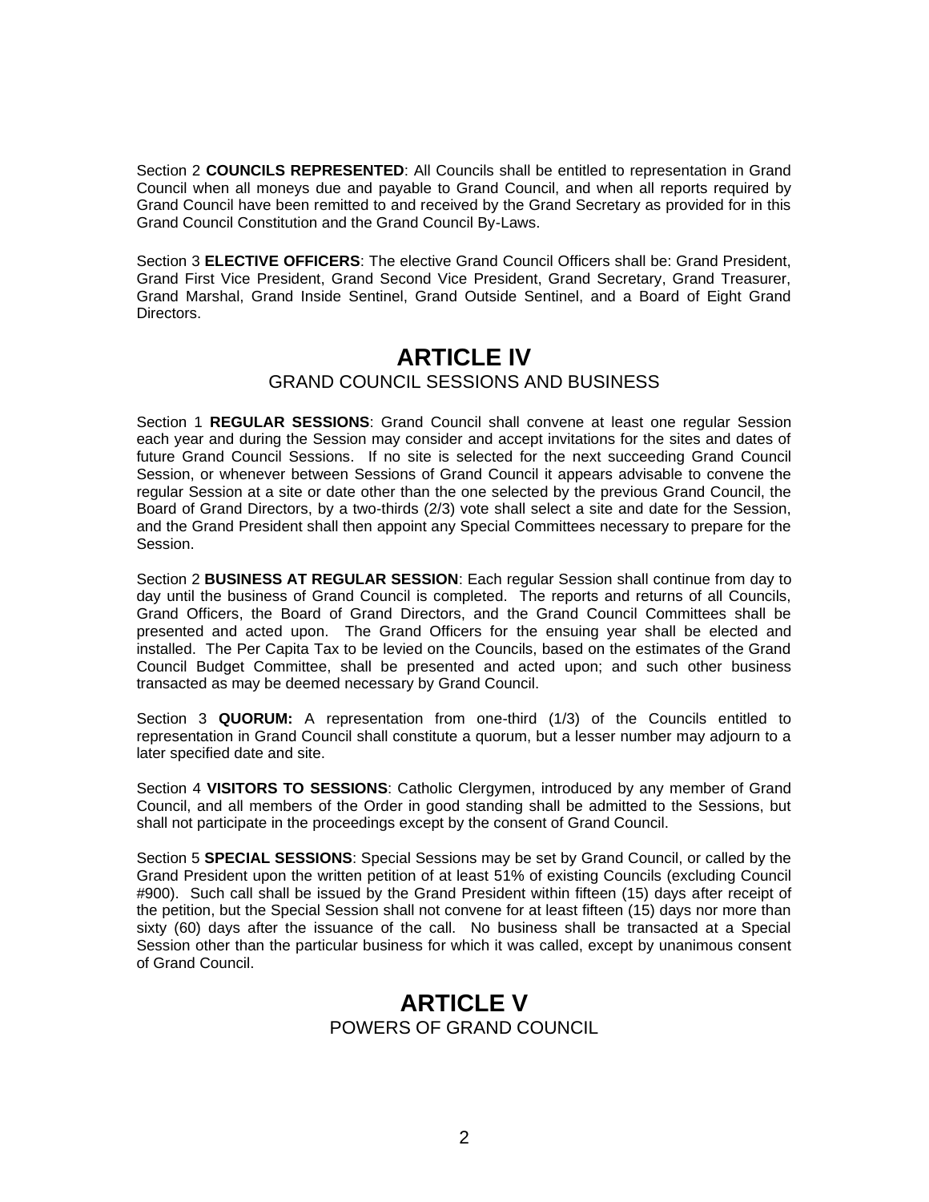Section 2 **COUNCILS REPRESENTED**: All Councils shall be entitled to representation in Grand Council when all moneys due and payable to Grand Council, and when all reports required by Grand Council have been remitted to and received by the Grand Secretary as provided for in this Grand Council Constitution and the Grand Council By-Laws.

Section 3 **ELECTIVE OFFICERS**: The elective Grand Council Officers shall be: Grand President, Grand First Vice President, Grand Second Vice President, Grand Secretary, Grand Treasurer, Grand Marshal, Grand Inside Sentinel, Grand Outside Sentinel, and a Board of Eight Grand Directors.

# ARTICLE IV

## GRAND COUNCIL SESSIONS AND BUSINESS

Section 1 **REGULAR SESSIONS**: Grand Council shall convene at least one regular Session each year and during the Session may consider and accept invitations for the sites and dates of future Grand Council Sessions. If no site is selected for the next succeeding Grand Council Session, or whenever between Sessions of Grand Council it appears advisable to convene the regular Session at a site or date other than the one selected by the previous Grand Council, the Board of Grand Directors, by a two-thirds (2/3) vote shall select a site and date for the Session, and the Grand President shall then appoint any Special Committees necessary to prepare for the Session.

Section 2 **BUSINESS AT REGULAR SESSION**: Each regular Session shall continue from day to day until the business of Grand Council is completed. The reports and returns of all Councils, Grand Officers, the Board of Grand Directors, and the Grand Council Committees shall be presented and acted upon. The Grand Officers for the ensuing year shall be elected and installed. The Per Capita Tax to be levied on the Councils, based on the estimates of the Grand Council Budget Committee, shall be presented and acted upon; and such other business transacted as may be deemed necessary by Grand Council.

Section 3 **QUORUM:** A representation from one-third (1/3) of the Councils entitled to representation in Grand Council shall constitute a quorum, but a lesser number may adjourn to a later specified date and site.

Section 4 **VISITORS TO SESSIONS**: Catholic Clergymen, introduced by any member of Grand Council, and all members of the Order in good standing shall be admitted to the Sessions, but shall not participate in the proceedings except by the consent of Grand Council.

Section 5 **SPECIAL SESSIONS**: Special Sessions may be set by Grand Council, or called by the Grand President upon the written petition of at least 51% of existing Councils (excluding Council #900). Such call shall be issued by the Grand President within fifteen (15) days after receipt of the petition, but the Special Session shall not convene for at least fifteen (15) days nor more than sixty (60) days after the issuance of the call. No business shall be transacted at a Special Session other than the particular business for which it was called, except by unanimous consent of Grand Council.

# ARTICLE V

## POWERS OF GRAND COUNCIL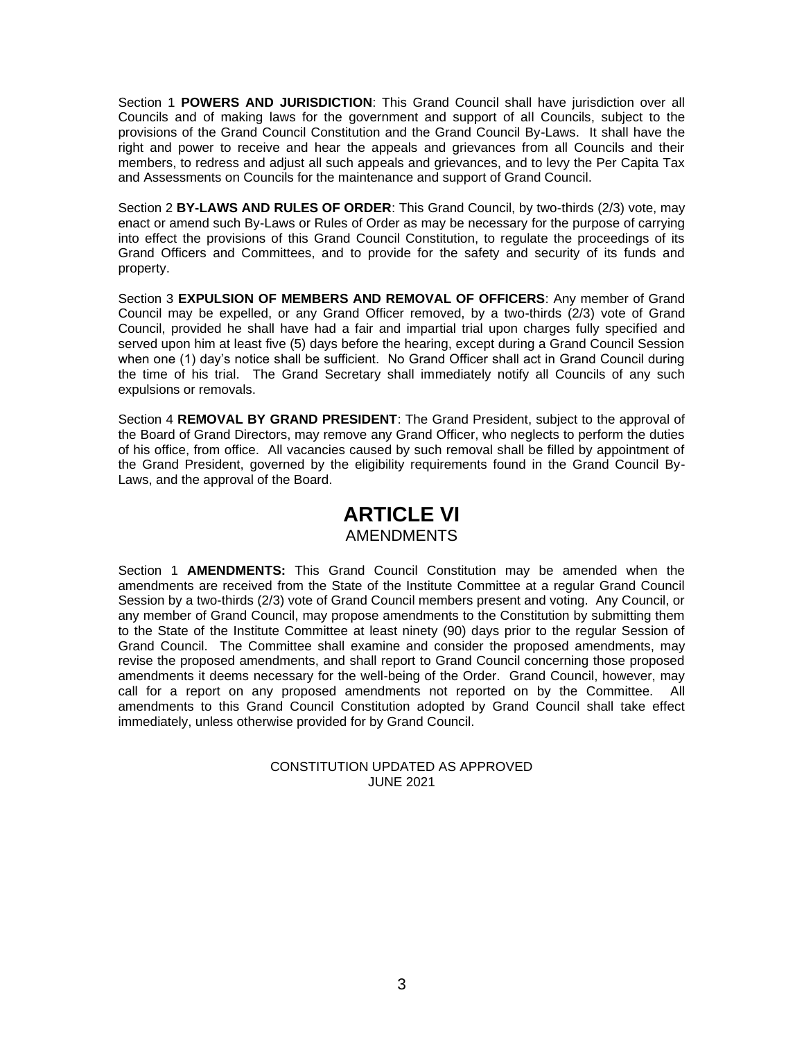Section 1 **POWERS AND JURISDICTION**: This Grand Council shall have jurisdiction over all Councils and of making laws for the government and support of all Councils, subject to the provisions of the Grand Council Constitution and the Grand Council By-Laws. It shall have the right and power to receive and hear the appeals and grievances from all Councils and their members, to redress and adjust all such appeals and grievances, and to levy the Per Capita Tax and Assessments on Councils for the maintenance and support of Grand Council.

Section 2 **BY-LAWS AND RULES OF ORDER**: This Grand Council, by two-thirds (2/3) vote, may enact or amend such By-Laws or Rules of Order as may be necessary for the purpose of carrying into effect the provisions of this Grand Council Constitution, to regulate the proceedings of its Grand Officers and Committees, and to provide for the safety and security of its funds and property.

Section 3 **EXPULSION OF MEMBERS AND REMOVAL OF OFFICERS**: Any member of Grand Council may be expelled, or any Grand Officer removed, by a two-thirds (2/3) vote of Grand Council, provided he shall have had a fair and impartial trial upon charges fully specified and served upon him at least five (5) days before the hearing, except during a Grand Council Session when one (1) day's notice shall be sufficient. No Grand Officer shall act in Grand Council during the time of his trial. The Grand Secretary shall immediately notify all Councils of any such expulsions or removals.

Section 4 **REMOVAL BY GRAND PRESIDENT**: The Grand President, subject to the approval of the Board of Grand Directors, may remove any Grand Officer, who neglects to perform the duties of his office, from office. All vacancies caused by such removal shall be filled by appointment of the Grand President, governed by the eligibility requirements found in the Grand Council By-Laws, and the approval of the Board.

# ARTICLE VI

## AMENDMENTS

Section 1 **AMENDMENTS:** This Grand Council Constitution may be amended when the amendments are received from the State of the Institute Committee at a regular Grand Council Session by a two-thirds (2/3) vote of Grand Council members present and voting. Any Council, or any member of Grand Council, may propose amendments to the Constitution by submitting them to the State of the Institute Committee at least ninety (90) days prior to the regular Session of Grand Council. The Committee shall examine and consider the proposed amendments, may revise the proposed amendments, and shall report to Grand Council concerning those proposed amendments it deems necessary for the well-being of the Order. Grand Council, however, may call for a report on any proposed amendments not reported on by the Committee. All amendments to this Grand Council Constitution adopted by Grand Council shall take effect immediately, unless otherwise provided for by Grand Council.

CONSTITUTION UPDATED AS APPROVED
JUNE 2021